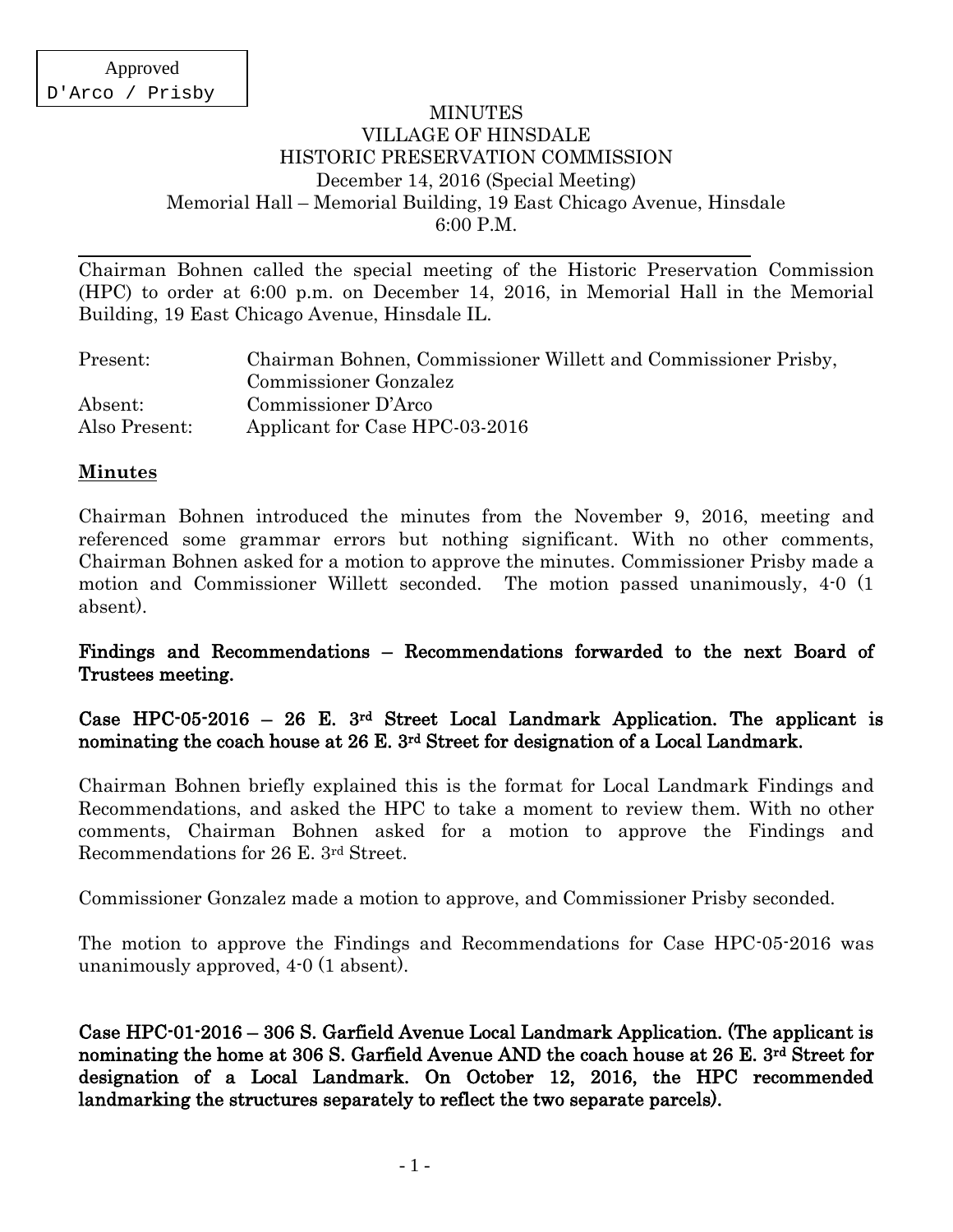Approved
D'Arco / Prisby

# MINUTES
## VILLAGE OF HINSDALE
## HISTORIC PRESERVATION COMMISSION
December 14, 2016 (Special Meeting)
Memorial Hall – Memorial Building, 19 East Chicago Avenue, Hinsdale
6:00 P.M.

---

Chairman Bohnen called the special meeting of the Historic Preservation Commission (HPC) to order at 6:00 p.m. on December 14, 2016, in Memorial Hall in the Memorial Building, 19 East Chicago Avenue, Hinsdale IL.

| | |
|---|---|
| Present: | Chairman Bohnen, Commissioner Willett and Commissioner Prisby, Commissioner Gonzalez |
| Absent: | Commissioner D'Arco |
| Also Present: | Applicant for Case HPC-03-2016 |

**Minutes**

Chairman Bohnen introduced the minutes from the November 9, 2016, meeting and referenced some grammar errors but nothing significant. With no other comments, Chairman Bohnen asked for a motion to approve the minutes. Commissioner Prisby made a motion and Commissioner Willett seconded. The motion passed unanimously, 4-0 (1 absent).

**Findings and Recommendations – Recommendations forwarded to the next Board of Trustees meeting.**

**Case HPC-05-2016 – 26 E. 3rd Street Local Landmark Application. The applicant is nominating the coach house at 26 E. 3rd Street for designation of a Local Landmark.**

Chairman Bohnen briefly explained this is the format for Local Landmark Findings and Recommendations, and asked the HPC to take a moment to review them. With no other comments, Chairman Bohnen asked for a motion to approve the Findings and Recommendations for 26 E. 3rd Street.

Commissioner Gonzalez made a motion to approve, and Commissioner Prisby seconded.

The motion to approve the Findings and Recommendations for Case HPC-05-2016 was unanimously approved, 4-0 (1 absent).

**Case HPC-01-2016 – 306 S. Garfield Avenue Local Landmark Application. (The applicant is nominating the home at 306 S. Garfield Avenue AND the coach house at 26 E. 3rd Street for designation of a Local Landmark. On October 12, 2016, the HPC recommended landmarking the structures separately to reflect the two separate parcels).**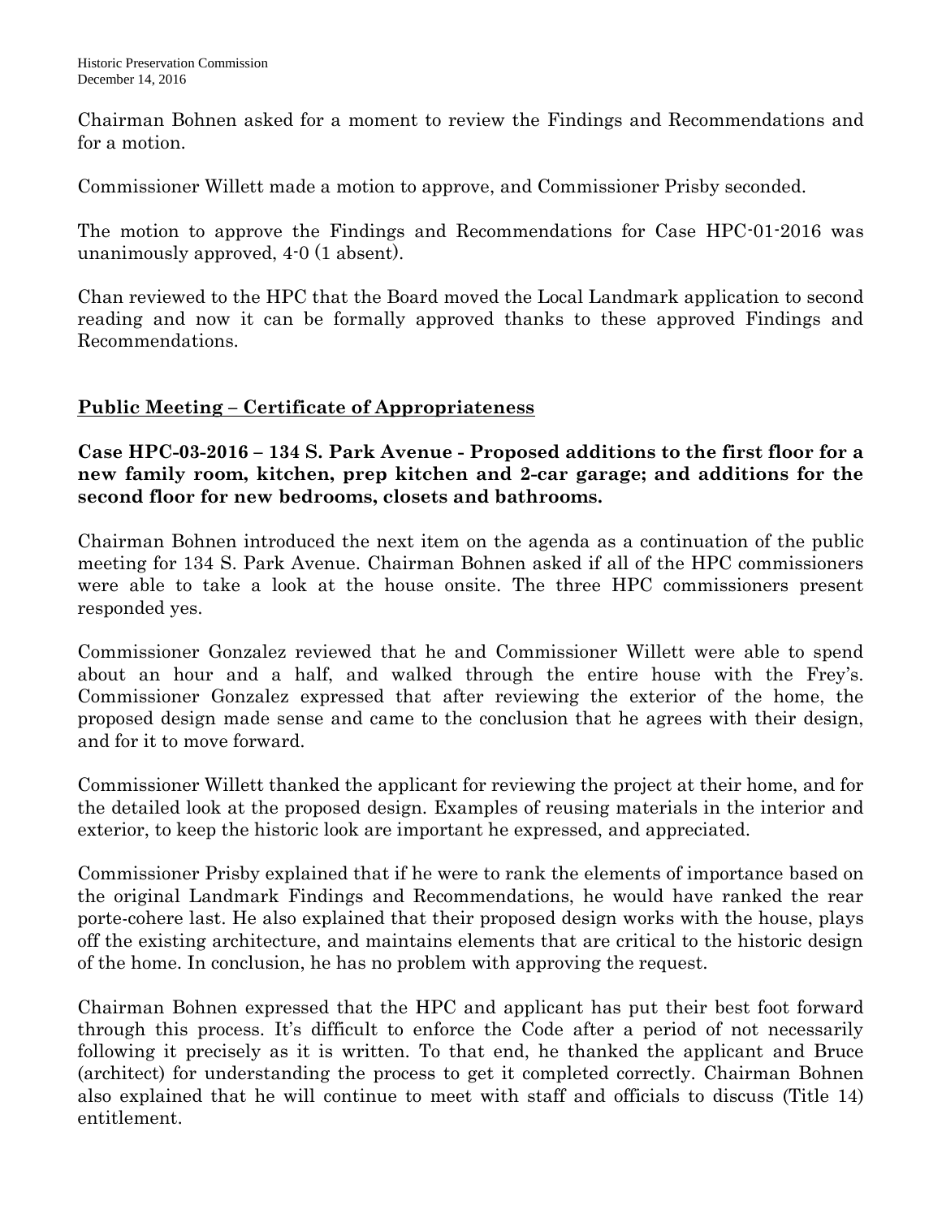Chairman Bohnen asked for a moment to review the Findings and Recommendations and for a motion.

Commissioner Willett made a motion to approve, and Commissioner Prisby seconded.

The motion to approve the Findings and Recommendations for Case HPC-01-2016 was unanimously approved, 4-0 (1 absent).

Chan reviewed to the HPC that the Board moved the Local Landmark application to second reading and now it can be formally approved thanks to these approved Findings and Recommendations.

## Public Meeting – Certificate of Appropriateness

**Case HPC-03-2016 – 134 S. Park Avenue - Proposed additions to the first floor for a new family room, kitchen, prep kitchen and 2-car garage; and additions for the second floor for new bedrooms, closets and bathrooms.**

Chairman Bohnen introduced the next item on the agenda as a continuation of the public meeting for 134 S. Park Avenue. Chairman Bohnen asked if all of the HPC commissioners were able to take a look at the house onsite. The three HPC commissioners present responded yes.

Commissioner Gonzalez reviewed that he and Commissioner Willett were able to spend about an hour and a half, and walked through the entire house with the Frey's. Commissioner Gonzalez expressed that after reviewing the exterior of the home, the proposed design made sense and came to the conclusion that he agrees with their design, and for it to move forward.

Commissioner Willett thanked the applicant for reviewing the project at their home, and for the detailed look at the proposed design. Examples of reusing materials in the interior and exterior, to keep the historic look are important he expressed, and appreciated.

Commissioner Prisby explained that if he were to rank the elements of importance based on the original Landmark Findings and Recommendations, he would have ranked the rear porte-cohere last. He also explained that their proposed design works with the house, plays off the existing architecture, and maintains elements that are critical to the historic design of the home. In conclusion, he has no problem with approving the request.

Chairman Bohnen expressed that the HPC and applicant has put their best foot forward through this process. It's difficult to enforce the Code after a period of not necessarily following it precisely as it is written. To that end, he thanked the applicant and Bruce (architect) for understanding the process to get it completed correctly. Chairman Bohnen also explained that he will continue to meet with staff and officials to discuss (Title 14) entitlement.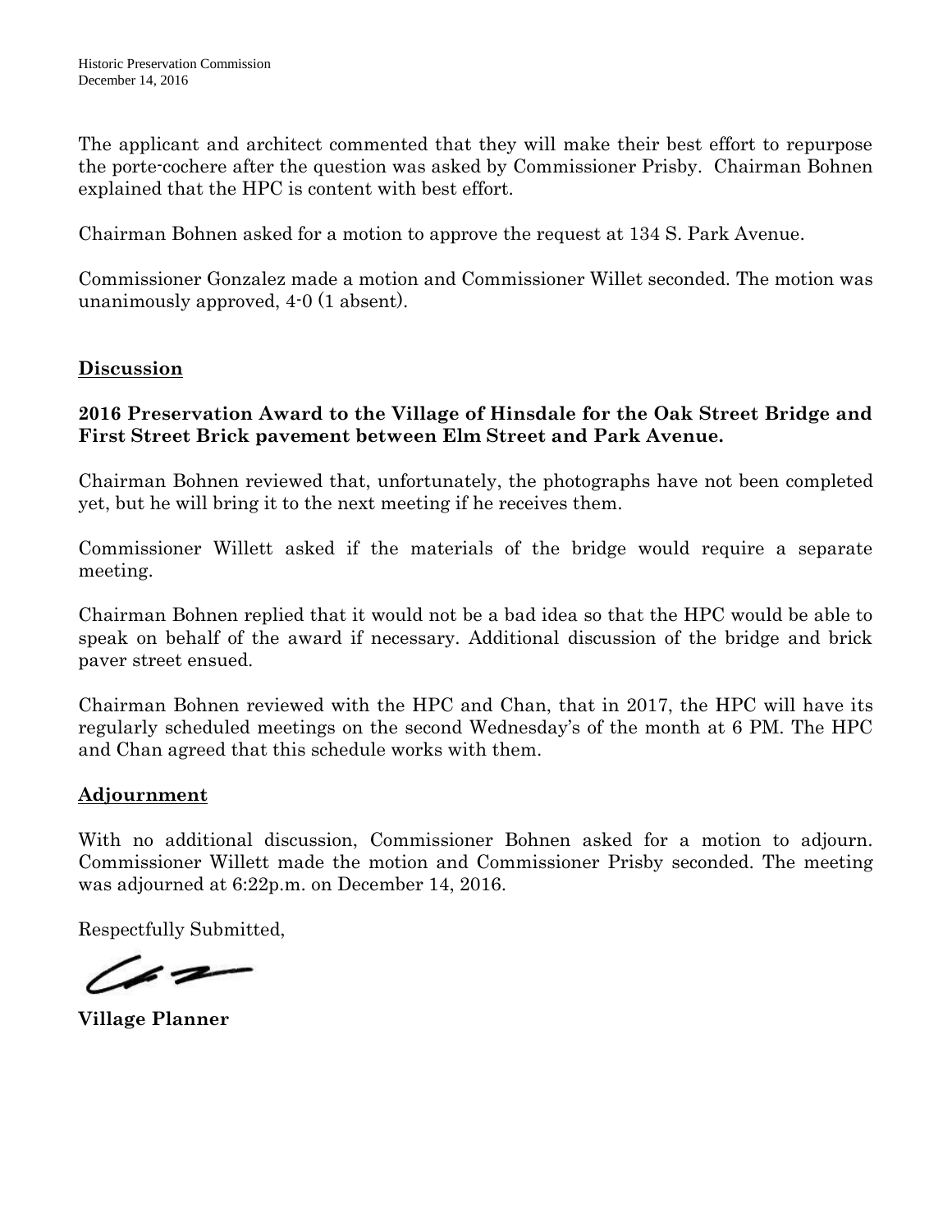The applicant and architect commented that they will make their best effort to repurpose the porte-cochere after the question was asked by Commissioner Prisby. Chairman Bohnen explained that the HPC is content with best effort.

Chairman Bohnen asked for a motion to approve the request at 134 S. Park Avenue.

Commissioner Gonzalez made a motion and Commissioner Willet seconded. The motion was unanimously approved, 4-0 (1 absent).

## Discussion

**2016 Preservation Award to the Village of Hinsdale for the Oak Street Bridge and First Street Brick pavement between Elm Street and Park Avenue.**

Chairman Bohnen reviewed that, unfortunately, the photographs have not been completed yet, but he will bring it to the next meeting if he receives them.

Commissioner Willett asked if the materials of the bridge would require a separate meeting.

Chairman Bohnen replied that it would not be a bad idea so that the HPC would be able to speak on behalf of the award if necessary. Additional discussion of the bridge and brick paver street ensued.

Chairman Bohnen reviewed with the HPC and Chan, that in 2017, the HPC will have its regularly scheduled meetings on the second Wednesday's of the month at 6 PM. The HPC and Chan agreed that this schedule works with them.

## Adjournment

With no additional discussion, Commissioner Bohnen asked for a motion to adjourn. Commissioner Willett made the motion and Commissioner Prisby seconded. The meeting was adjourned at 6:22p.m. on December 14, 2016.

Respectfully Submitted,

**Village Planner**